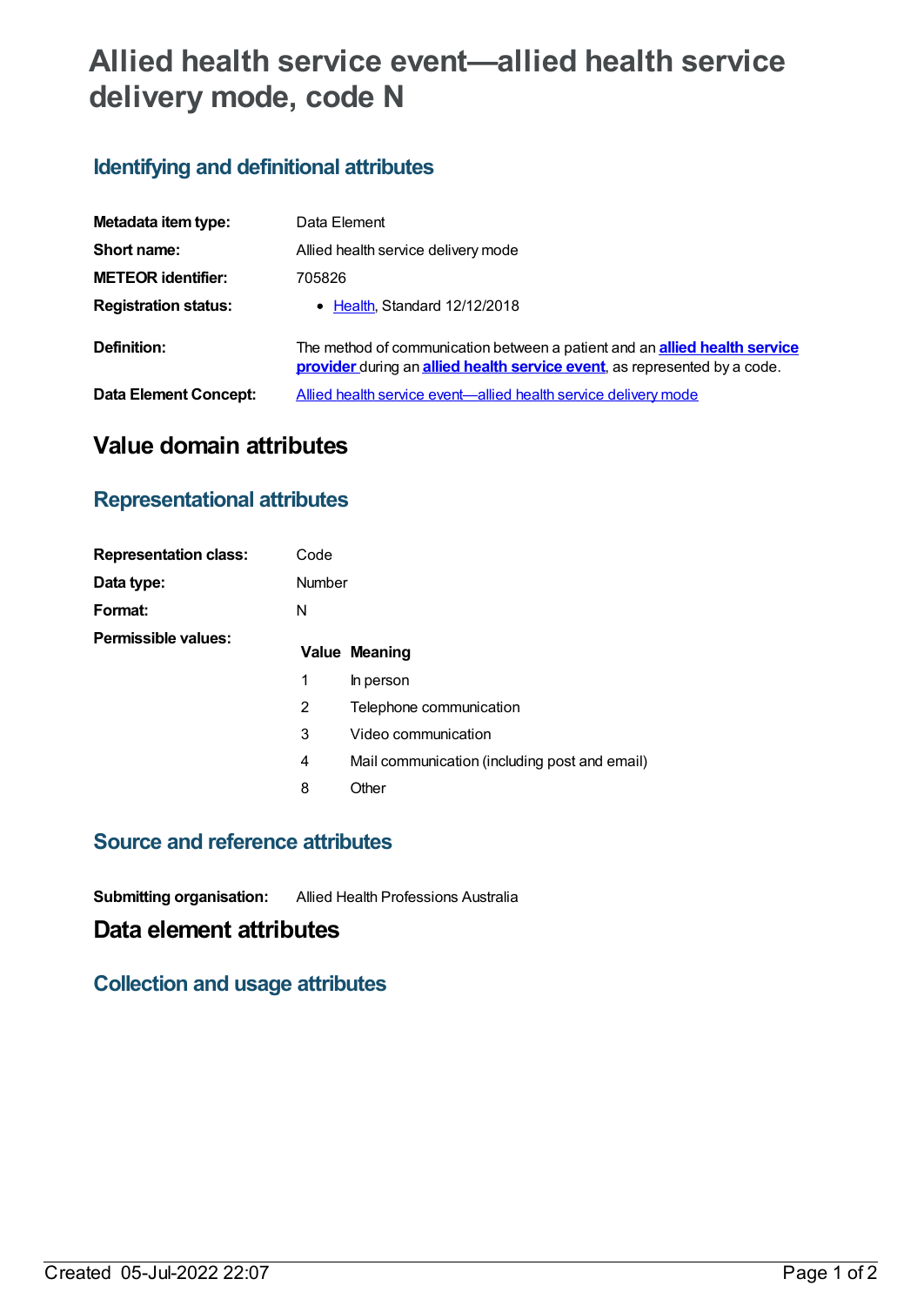# Allied health service event—allied health service delivery mode, code N

## Identifying and definitional attributes

| | |
|---|---|
| **Metadata item type:** | Data Element |
| **Short name:** | Allied health service delivery mode |
| **METEOR identifier:** | 705826 |
| **Registration status:** | • Health, Standard 12/12/2018 |
| **Definition:** | The method of communication between a patient and an **allied health service provider** during an **allied health service event**, as represented by a code. |
| **Data Element Concept:** | Allied health service event—allied health service delivery mode |

# Value domain attributes

## Representational attributes

| | |
|---|---|
| **Representation class:** | Code |
| **Data type:** | Number |
| **Format:** | N |

**Permissible values:**

| Value | Meaning |
|---|---|
| 1 | In person |
| 2 | Telephone communication |
| 3 | Video communication |
| 4 | Mail communication (including post and email) |
| 8 | Other |

## Source and reference attributes

**Submitting organisation:** Allied Health Professions Australia

# Data element attributes

## Collection and usage attributes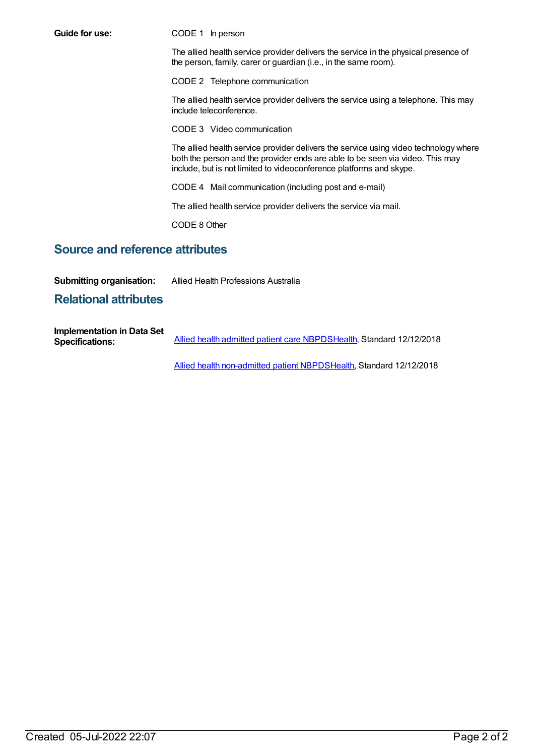**Guide for use:**

CODE 1 In person

The allied health service provider delivers the service in the physical presence of the person, family, carer or guardian (i.e., in the same room).

CODE 2 Telephone communication

The allied health service provider delivers the service using a telephone. This may include teleconference.

CODE 3 Video communication

The allied health service provider delivers the service using video technology where both the person and the provider ends are able to be seen via video. This may include, but is not limited to videoconference platforms and skype.

CODE 4 Mail communication (including post and e-mail)

The allied health service provider delivers the service via mail.

CODE 8 Other

## Source and reference attributes

**Submitting organisation:** Allied Health Professions Australia

## Relational attributes

**Implementation in Data Set Specifications:**

Allied health admitted patient care NBPDSHealth, Standard 12/12/2018

Allied health non-admitted patient NBPDSHealth, Standard 12/12/2018